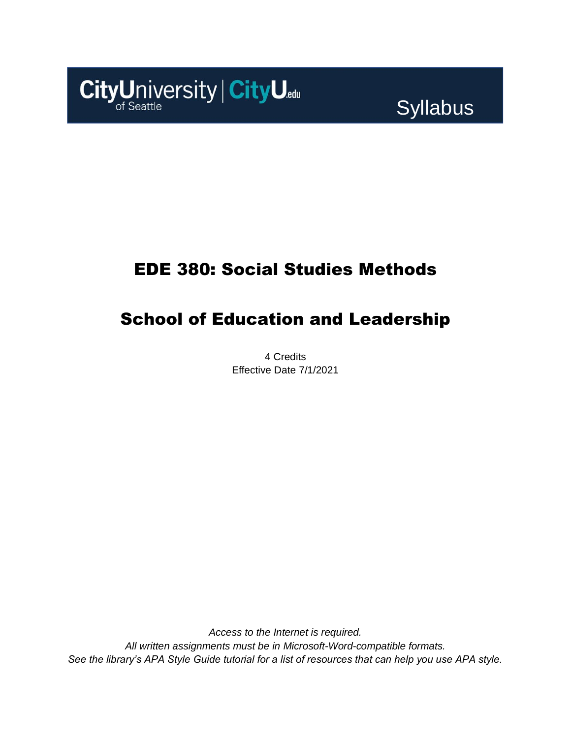CityUniversity of Seattle | CityU.edu

Syllabus

# EDE 380: Social Studies Methods

# School of Education and Leadership

4 Credits
Effective Date 7/1/2021

*Access to the Internet is required.*
*All written assignments must be in Microsoft-Word-compatible formats.*
*See the library's APA Style Guide tutorial for a list of resources that can help you use APA style.*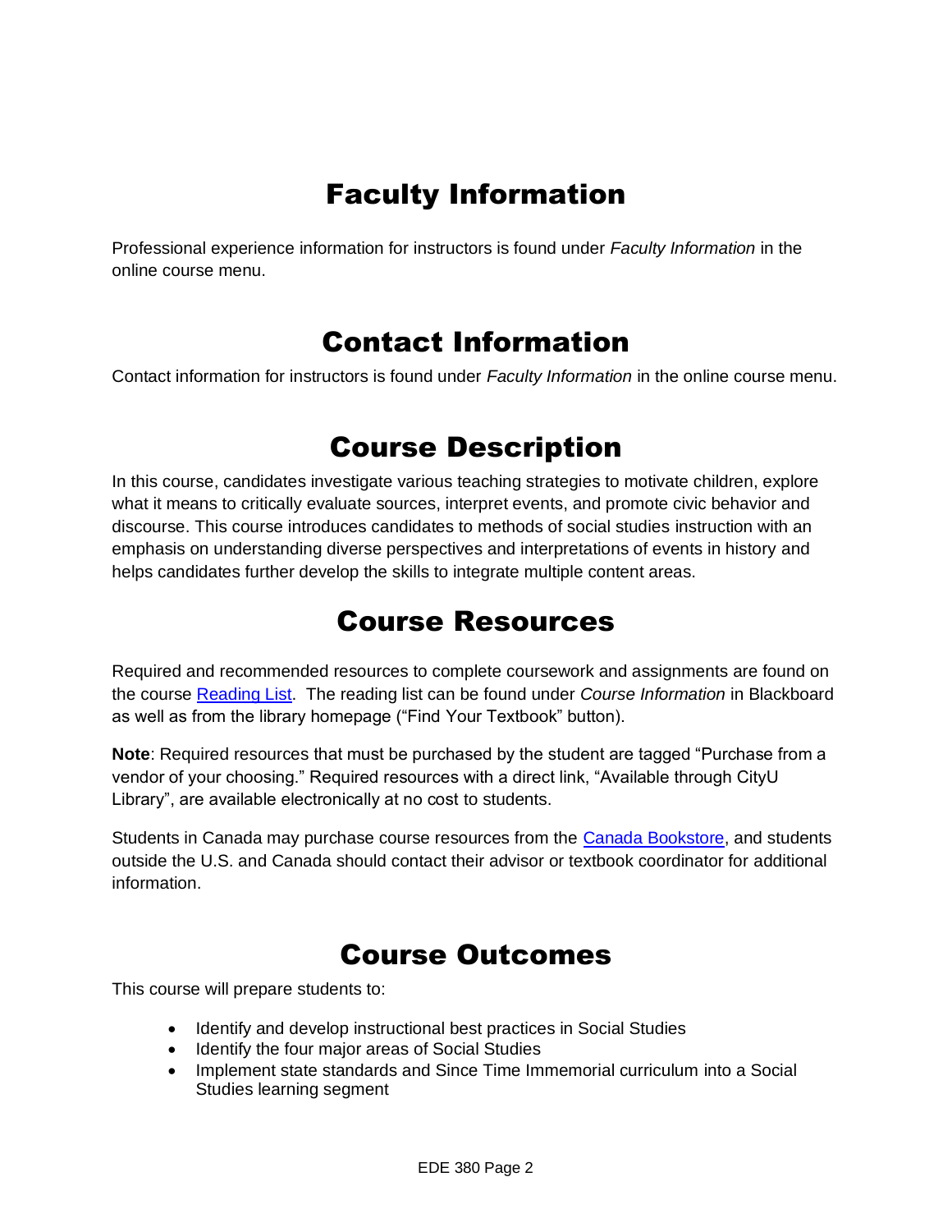# Faculty Information

Professional experience information for instructors is found under *Faculty Information* in the online course menu.

# Contact Information

Contact information for instructors is found under *Faculty Information* in the online course menu.

# Course Description

In this course, candidates investigate various teaching strategies to motivate children, explore what it means to critically evaluate sources, interpret events, and promote civic behavior and discourse. This course introduces candidates to methods of social studies instruction with an emphasis on understanding diverse perspectives and interpretations of events in history and helps candidates further develop the skills to integrate multiple content areas.

# Course Resources

Required and recommended resources to complete coursework and assignments are found on the course [Reading List](). The reading list can be found under *Course Information* in Blackboard as well as from the library homepage ("Find Your Textbook" button).

**Note**: Required resources that must be purchased by the student are tagged "Purchase from a vendor of your choosing." Required resources with a direct link, "Available through CityU Library", are available electronically at no cost to students.

Students in Canada may purchase course resources from the [Canada Bookstore](), and students outside the U.S. and Canada should contact their advisor or textbook coordinator for additional information.

# Course Outcomes

This course will prepare students to:

- Identify and develop instructional best practices in Social Studies
- Identify the four major areas of Social Studies
- Implement state standards and Since Time Immemorial curriculum into a Social Studies learning segment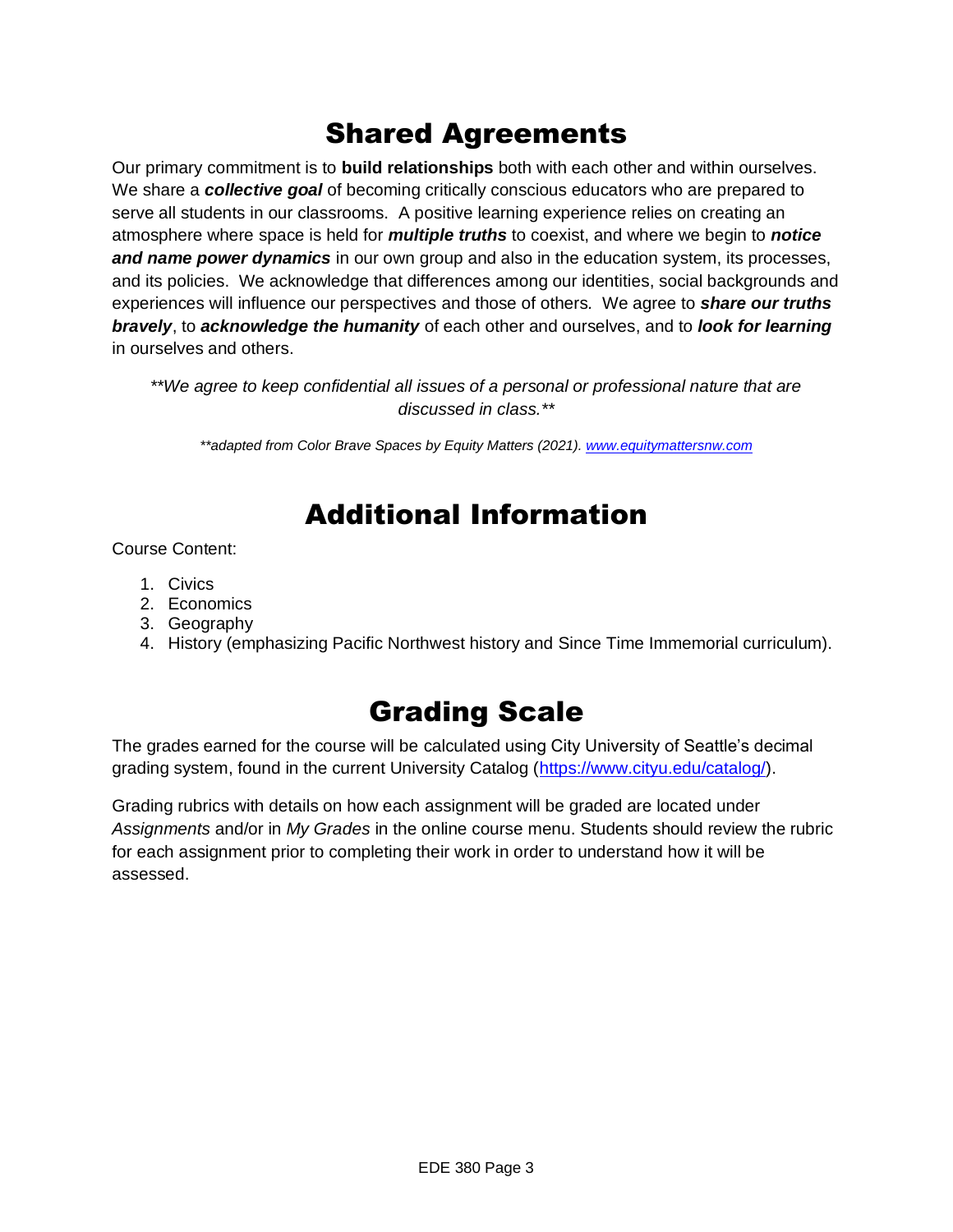# Shared Agreements

Our primary commitment is to **build relationships** both with each other and within ourselves. We share a ***collective goal*** of becoming critically conscious educators who are prepared to serve all students in our classrooms. A positive learning experience relies on creating an atmosphere where space is held for ***multiple truths*** to coexist, and where we begin to ***notice and name power dynamics*** in our own group and also in the education system, its processes, and its policies. We acknowledge that differences among our identities, social backgrounds and experiences will influence our perspectives and those of others. We agree to ***share our truths bravely***, to ***acknowledge the humanity*** of each other and ourselves, and to ***look for learning*** in ourselves and others.

*\*\*We agree to keep confidential all issues of a personal or professional nature that are discussed in class.\*\**

*\*\*adapted from Color Brave Spaces by Equity Matters (2021). [www.equitymattersnw.com](http://www.equitymattersnw.com)*

# Additional Information

Course Content:

1. Civics
2. Economics
3. Geography
4. History (emphasizing Pacific Northwest history and Since Time Immemorial curriculum).

# Grading Scale

The grades earned for the course will be calculated using City University of Seattle's decimal grading system, found in the current University Catalog ([https://www.cityu.edu/catalog/](https://www.cityu.edu/catalog/)).

Grading rubrics with details on how each assignment will be graded are located under *Assignments* and/or in *My Grades* in the online course menu. Students should review the rubric for each assignment prior to completing their work in order to understand how it will be assessed.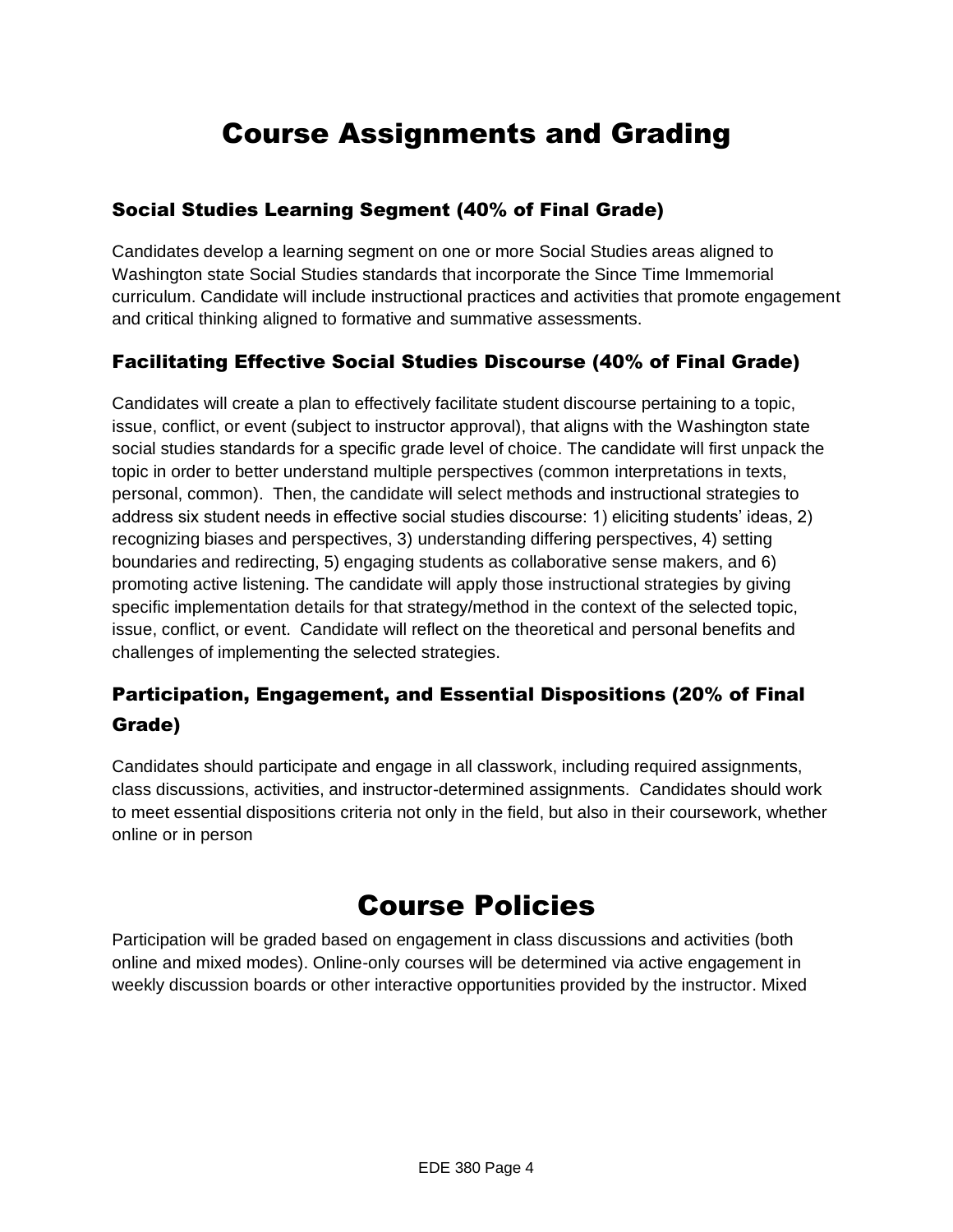# Course Assignments and Grading

## Social Studies Learning Segment (40% of Final Grade)

Candidates develop a learning segment on one or more Social Studies areas aligned to Washington state Social Studies standards that incorporate the Since Time Immemorial curriculum. Candidate will include instructional practices and activities that promote engagement and critical thinking aligned to formative and summative assessments.

## Facilitating Effective Social Studies Discourse (40% of Final Grade)

Candidates will create a plan to effectively facilitate student discourse pertaining to a topic, issue, conflict, or event (subject to instructor approval), that aligns with the Washington state social studies standards for a specific grade level of choice. The candidate will first unpack the topic in order to better understand multiple perspectives (common interpretations in texts, personal, common). Then, the candidate will select methods and instructional strategies to address six student needs in effective social studies discourse: 1) eliciting students' ideas, 2) recognizing biases and perspectives, 3) understanding differing perspectives, 4) setting boundaries and redirecting, 5) engaging students as collaborative sense makers, and 6) promoting active listening. The candidate will apply those instructional strategies by giving specific implementation details for that strategy/method in the context of the selected topic, issue, conflict, or event. Candidate will reflect on the theoretical and personal benefits and challenges of implementing the selected strategies.

## Participation, Engagement, and Essential Dispositions (20% of Final Grade)

Candidates should participate and engage in all classwork, including required assignments, class discussions, activities, and instructor-determined assignments. Candidates should work to meet essential dispositions criteria not only in the field, but also in their coursework, whether online or in person

# Course Policies

Participation will be graded based on engagement in class discussions and activities (both online and mixed modes). Online-only courses will be determined via active engagement in weekly discussion boards or other interactive opportunities provided by the instructor. Mixed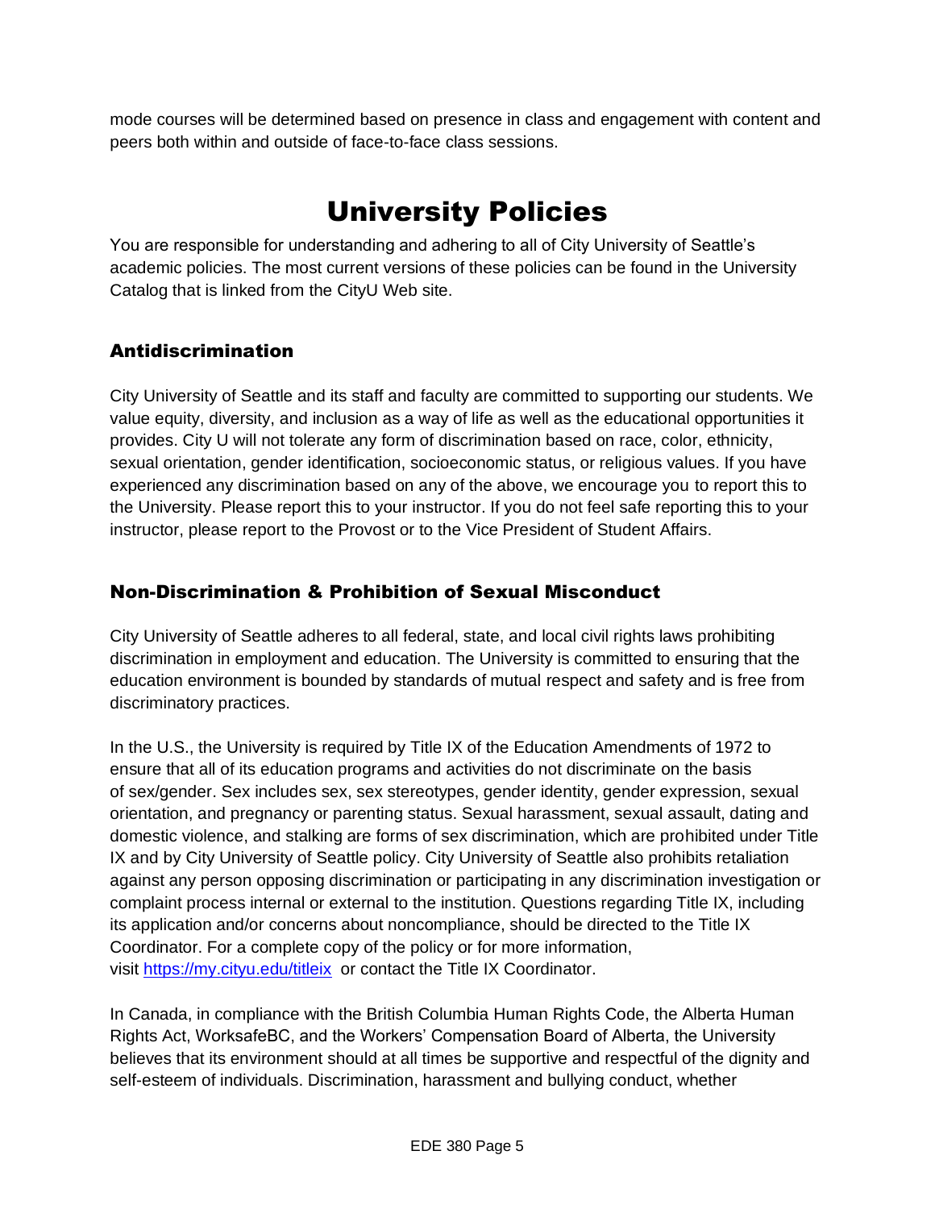mode courses will be determined based on presence in class and engagement with content and peers both within and outside of face-to-face class sessions.

# University Policies

You are responsible for understanding and adhering to all of City University of Seattle's academic policies. The most current versions of these policies can be found in the University Catalog that is linked from the CityU Web site.

## Antidiscrimination

City University of Seattle and its staff and faculty are committed to supporting our students. We value equity, diversity, and inclusion as a way of life as well as the educational opportunities it provides. City U will not tolerate any form of discrimination based on race, color, ethnicity, sexual orientation, gender identification, socioeconomic status, or religious values. If you have experienced any discrimination based on any of the above, we encourage you to report this to the University. Please report this to your instructor. If you do not feel safe reporting this to your instructor, please report to the Provost or to the Vice President of Student Affairs.

## Non-Discrimination & Prohibition of Sexual Misconduct

City University of Seattle adheres to all federal, state, and local civil rights laws prohibiting discrimination in employment and education. The University is committed to ensuring that the education environment is bounded by standards of mutual respect and safety and is free from discriminatory practices.

In the U.S., the University is required by Title IX of the Education Amendments of 1972 to ensure that all of its education programs and activities do not discriminate on the basis of sex/gender. Sex includes sex, sex stereotypes, gender identity, gender expression, sexual orientation, and pregnancy or parenting status. Sexual harassment, sexual assault, dating and domestic violence, and stalking are forms of sex discrimination, which are prohibited under Title IX and by City University of Seattle policy. City University of Seattle also prohibits retaliation against any person opposing discrimination or participating in any discrimination investigation or complaint process internal or external to the institution. Questions regarding Title IX, including its application and/or concerns about noncompliance, should be directed to the Title IX Coordinator. For a complete copy of the policy or for more information, visit [https://my.cityu.edu/titleix](https://my.cityu.edu/titleix) or contact the Title IX Coordinator.

In Canada, in compliance with the British Columbia Human Rights Code, the Alberta Human Rights Act, WorksafeBC, and the Workers' Compensation Board of Alberta, the University believes that its environment should at all times be supportive and respectful of the dignity and self-esteem of individuals. Discrimination, harassment and bullying conduct, whether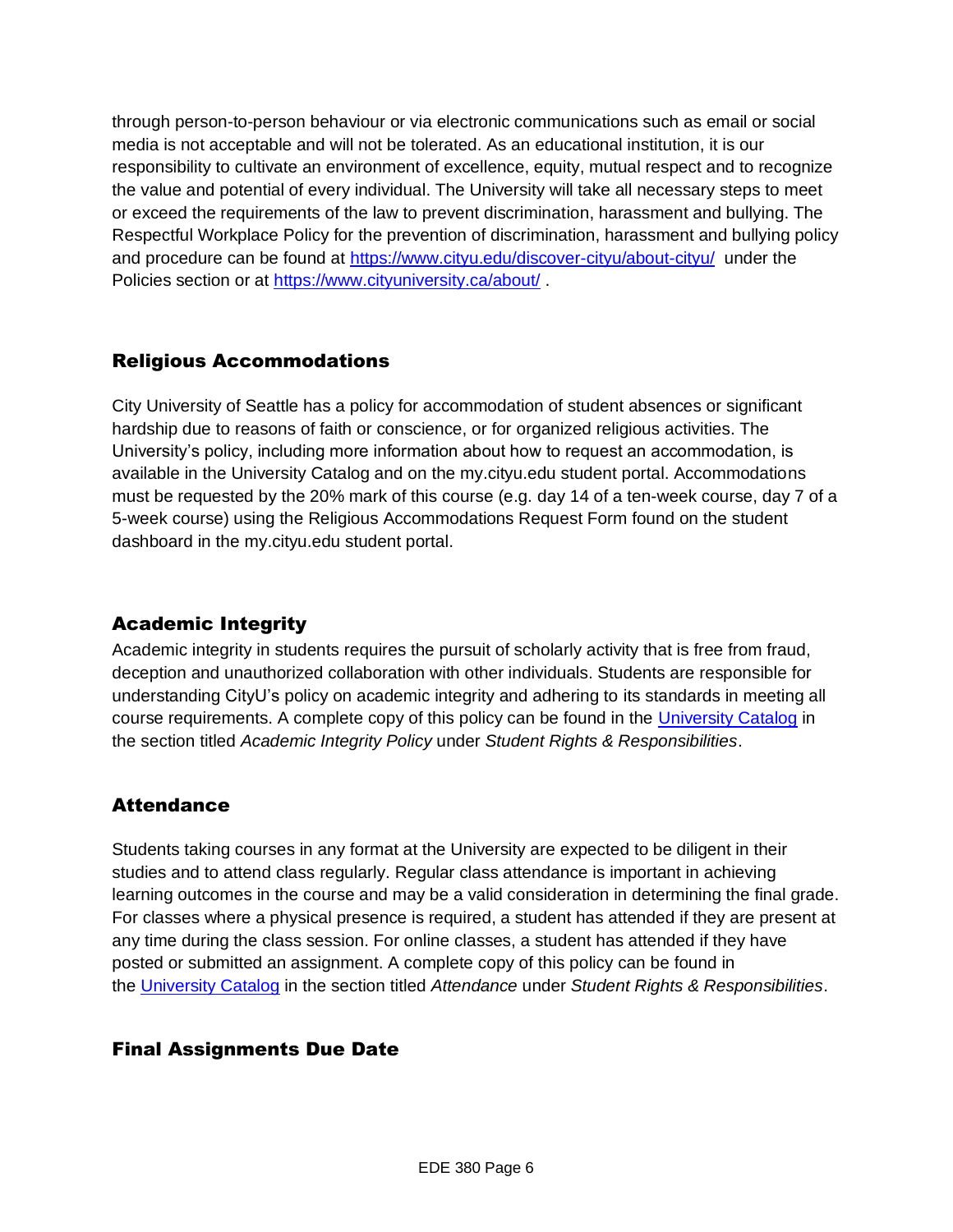through person-to-person behaviour or via electronic communications such as email or social media is not acceptable and will not be tolerated. As an educational institution, it is our responsibility to cultivate an environment of excellence, equity, mutual respect and to recognize the value and potential of every individual. The University will take all necessary steps to meet or exceed the requirements of the law to prevent discrimination, harassment and bullying. The Respectful Workplace Policy for the prevention of discrimination, harassment and bullying policy and procedure can be found at [https://www.cityu.edu/discover-cityu/about-cityu/](https://www.cityu.edu/discover-cityu/about-cityu/) under the Policies section or at [https://www.cityuniversity.ca/about/](https://www.cityuniversity.ca/about/) .

## Religious Accommodations

City University of Seattle has a policy for accommodation of student absences or significant hardship due to reasons of faith or conscience, or for organized religious activities. The University's policy, including more information about how to request an accommodation, is available in the University Catalog and on the my.cityu.edu student portal. Accommodations must be requested by the 20% mark of this course (e.g. day 14 of a ten-week course, day 7 of a 5-week course) using the Religious Accommodations Request Form found on the student dashboard in the my.cityu.edu student portal.

## Academic Integrity

Academic integrity in students requires the pursuit of scholarly activity that is free from fraud, deception and unauthorized collaboration with other individuals. Students are responsible for understanding CityU's policy on academic integrity and adhering to its standards in meeting all course requirements. A complete copy of this policy can be found in the University Catalog in the section titled *Academic Integrity Policy* under *Student Rights & Responsibilities*.

## Attendance

Students taking courses in any format at the University are expected to be diligent in their studies and to attend class regularly. Regular class attendance is important in achieving learning outcomes in the course and may be a valid consideration in determining the final grade. For classes where a physical presence is required, a student has attended if they are present at any time during the class session. For online classes, a student has attended if they have posted or submitted an assignment. A complete copy of this policy can be found in the University Catalog in the section titled *Attendance* under *Student Rights & Responsibilities*.

## Final Assignments Due Date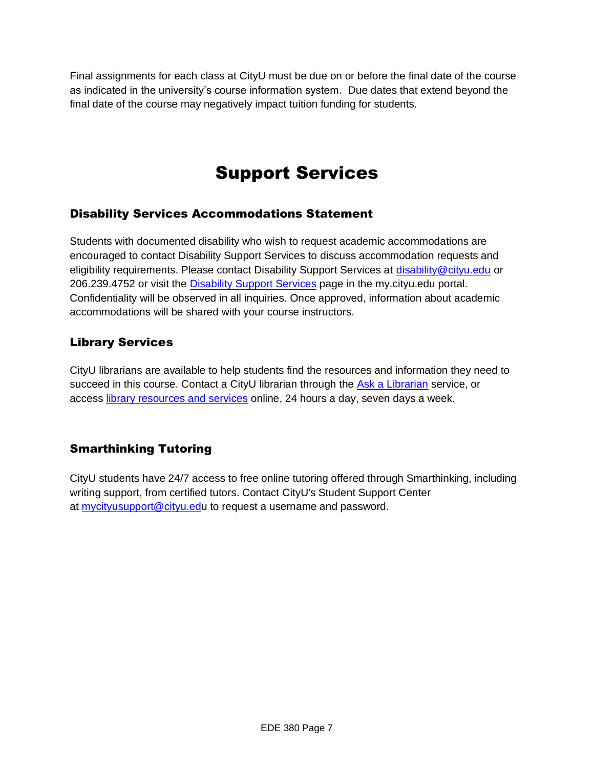Final assignments for each class at CityU must be due on or before the final date of the course as indicated in the university's course information system. Due dates that extend beyond the final date of the course may negatively impact tuition funding for students.

# Support Services

## Disability Services Accommodations Statement

Students with documented disability who wish to request academic accommodations are encouraged to contact Disability Support Services to discuss accommodation requests and eligibility requirements. Please contact Disability Support Services at disability@cityu.edu or 206.239.4752 or visit the Disability Support Services page in the my.cityu.edu portal. Confidentiality will be observed in all inquiries. Once approved, information about academic accommodations will be shared with your course instructors.

## Library Services

CityU librarians are available to help students find the resources and information they need to succeed in this course. Contact a CityU librarian through the Ask a Librarian service, or access library resources and services online, 24 hours a day, seven days a week.

## Smarthinking Tutoring

CityU students have 24/7 access to free online tutoring offered through Smarthinking, including writing support, from certified tutors. Contact CityU's Student Support Center at mycityusupport@cityu.edu to request a username and password.